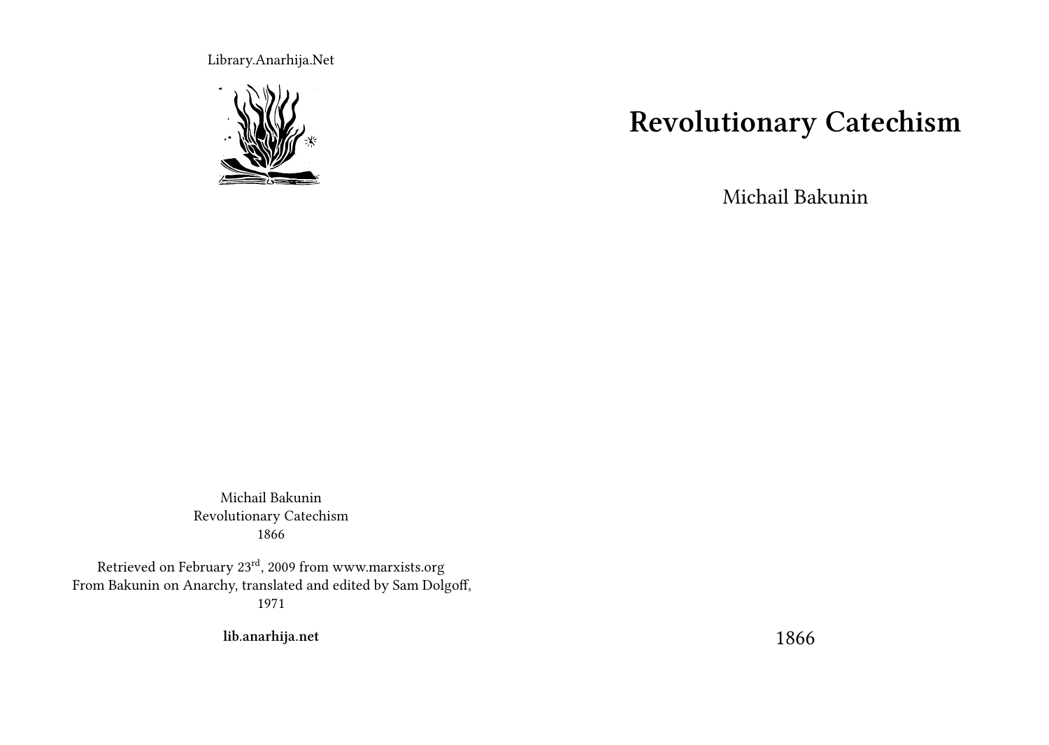Library.Anarhija.Net

# Revolutionary Catechism

Michail Bakunin

1866

Michail Bakunin
Revolutionary Catechism
1866

Retrieved on February 23rd, 2009 from www.marxists.org
From Bakunin on Anarchy, translated and edited by Sam Dolgoff, 1971

**lib.anarhija.net**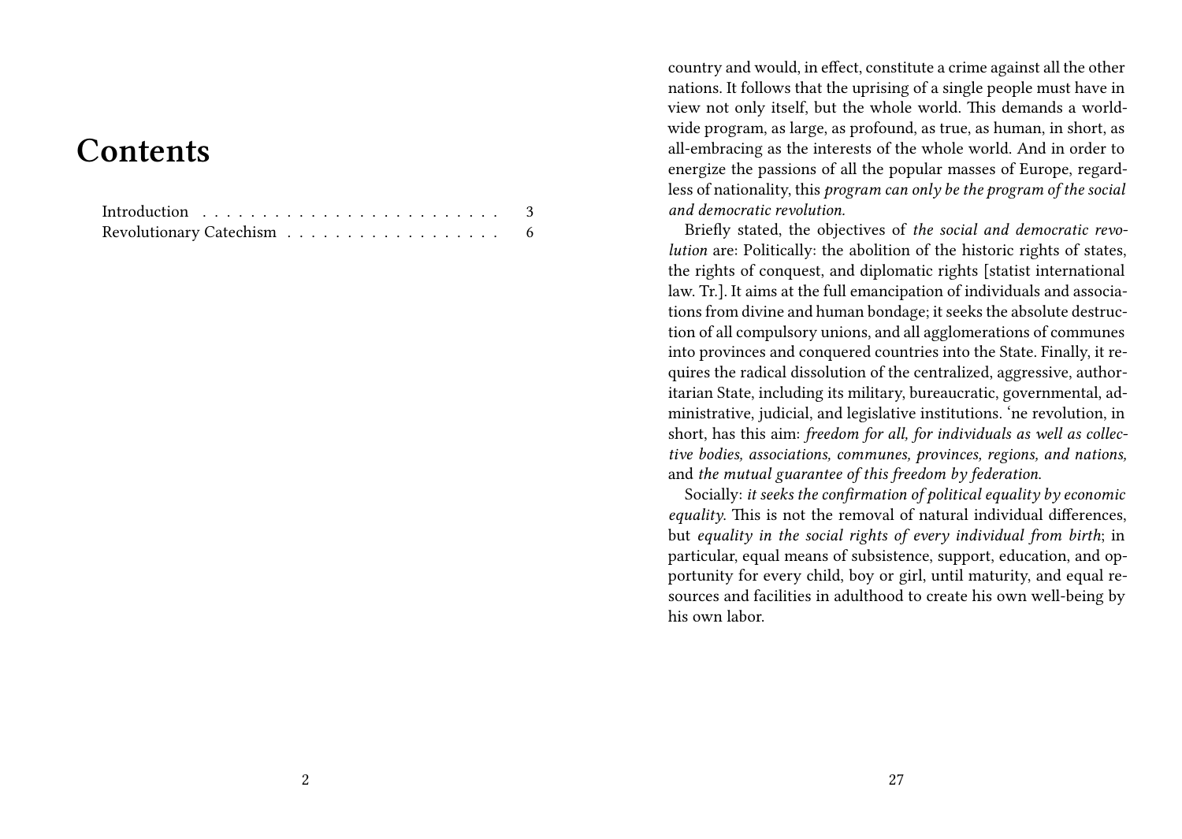# Contents

Introduction . . . . . . . . . . . . . . . . . . . . . . . . 3
Revolutionary Catechism . . . . . . . . . . . . . . . . . . 6

country and would, in effect, constitute a crime against all the other nations. It follows that the uprising of a single people must have in view not only itself, but the whole world. This demands a worldwide program, as large, as profound, as true, as human, in short, as all-embracing as the interests of the whole world. And in order to energize the passions of all the popular masses of Europe, regardless of nationality, this *program can only be the program of the social and democratic revolution.*

Briefly stated, the objectives of *the social and democratic revolution* are: Politically: the abolition of the historic rights of states, the rights of conquest, and diplomatic rights [statist international law. Tr.]. It aims at the full emancipation of individuals and associations from divine and human bondage; it seeks the absolute destruction of all compulsory unions, and all agglomerations of communes into provinces and conquered countries into the State. Finally, it requires the radical dissolution of the centralized, aggressive, authoritarian State, including its military, bureaucratic, governmental, administrative, judicial, and legislative institutions. ‘ne revolution, in short, has this aim: *freedom for all, for individuals as well as collective bodies, associations, communes, provinces, regions, and nations,* and *the mutual guarantee of this freedom by federation.*

Socially: *it seeks the confirmation of political equality by economic equality.* This is not the removal of natural individual differences, but *equality in the social rights of every individual from birth*; in particular, equal means of subsistence, support, education, and opportunity for every child, boy or girl, until maturity, and equal resources and facilities in adulthood to create his own well-being by his own labor.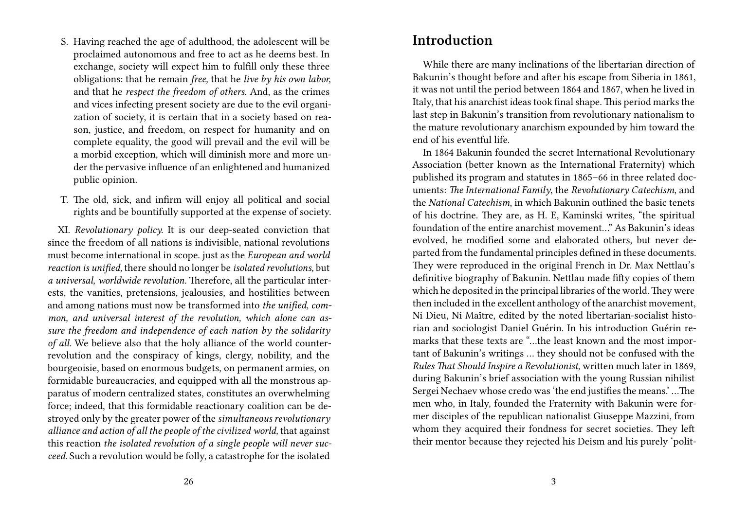S. Having reached the age of adulthood, the adolescent will be proclaimed autonomous and free to act as he deems best. In exchange, society will expect him to fulfill only these three obligations: that he remain *free,* that he *live by his own labor,* and that he *respect the freedom of others.* And, as the crimes and vices infecting present society are due to the evil organization of society, it is certain that in a society based on reason, justice, and freedom, on respect for humanity and on complete equality, the good will prevail and the evil will be a morbid exception, which will diminish more and more under the pervasive influence of an enlightened and humanized public opinion.

T. The old, sick, and infirm will enjoy all political and social rights and be bountifully supported at the expense of society.

XI. *Revolutionary policy.* It is our deep-seated conviction that since the freedom of all nations is indivisible, national revolutions must become international in scope. just as the *European and world reaction is unified,* there should no longer be *isolated revolutions,* but *a universal, worldwide revolution.* Therefore, all the particular interests, the vanities, pretensions, jealousies, and hostilities between and among nations must now be transformed into *the unified, common, and universal interest of the revolution, which alone can assure the freedom and independence of each nation by the solidarity of all.* We believe also that the holy alliance of the world counter-revolution and the conspiracy of kings, clergy, nobility, and the bourgeoisie, based on enormous budgets, on permanent armies, on formidable bureaucracies, and equipped with all the monstrous apparatus of modern centralized states, constitutes an overwhelming force; indeed, that this formidable reactionary coalition can be destroyed only by the greater power of the *simultaneous revolutionary alliance and action of all the people of the civilized world,* that against this reaction *the isolated revolution of a single people will never succeed.* Such a revolution would be folly, a catastrophe for the isolated

# Introduction

While there are many inclinations of the libertarian direction of Bakunin's thought before and after his escape from Siberia in 1861, it was not until the period between 1864 and 1867, when he lived in Italy, that his anarchist ideas took final shape. This period marks the last step in Bakunin's transition from revolutionary nationalism to the mature revolutionary anarchism expounded by him toward the end of his eventful life.

In 1864 Bakunin founded the secret International Revolutionary Association (better known as the International Fraternity) which published its program and statutes in 1865–66 in three related documents: *The International Family*, the *Revolutionary Catechism*, and the *National Catechism*, in which Bakunin outlined the basic tenets of his doctrine. They are, as H. E, Kaminski writes, "the spiritual foundation of the entire anarchist movement…" As Bakunin's ideas evolved, he modified some and elaborated others, but never departed from the fundamental principles defined in these documents. They were reproduced in the original French in Dr. Max Nettlau's definitive biography of Bakunin. Nettlau made fifty copies of them which he deposited in the principal libraries of the world. They were then included in the excellent anthology of the anarchist movement, Ni Dieu, Ni Maître, edited by the noted libertarian-socialist historian and sociologist Daniel Guérin. In his introduction Guérin remarks that these texts are "…the least known and the most important of Bakunin's writings … they should not be confused with the *Rules That Should Inspire a Revolutionist*, written much later in 1869, during Bakunin's brief association with the young Russian nihilist Sergei Nechaev whose credo was 'the end justifies the means.' …The men who, in Italy, founded the Fraternity with Bakunin were former disciples of the republican nationalist Giuseppe Mazzini, from whom they acquired their fondness for secret societies. They left their mentor because they rejected his Deism and his purely 'polit-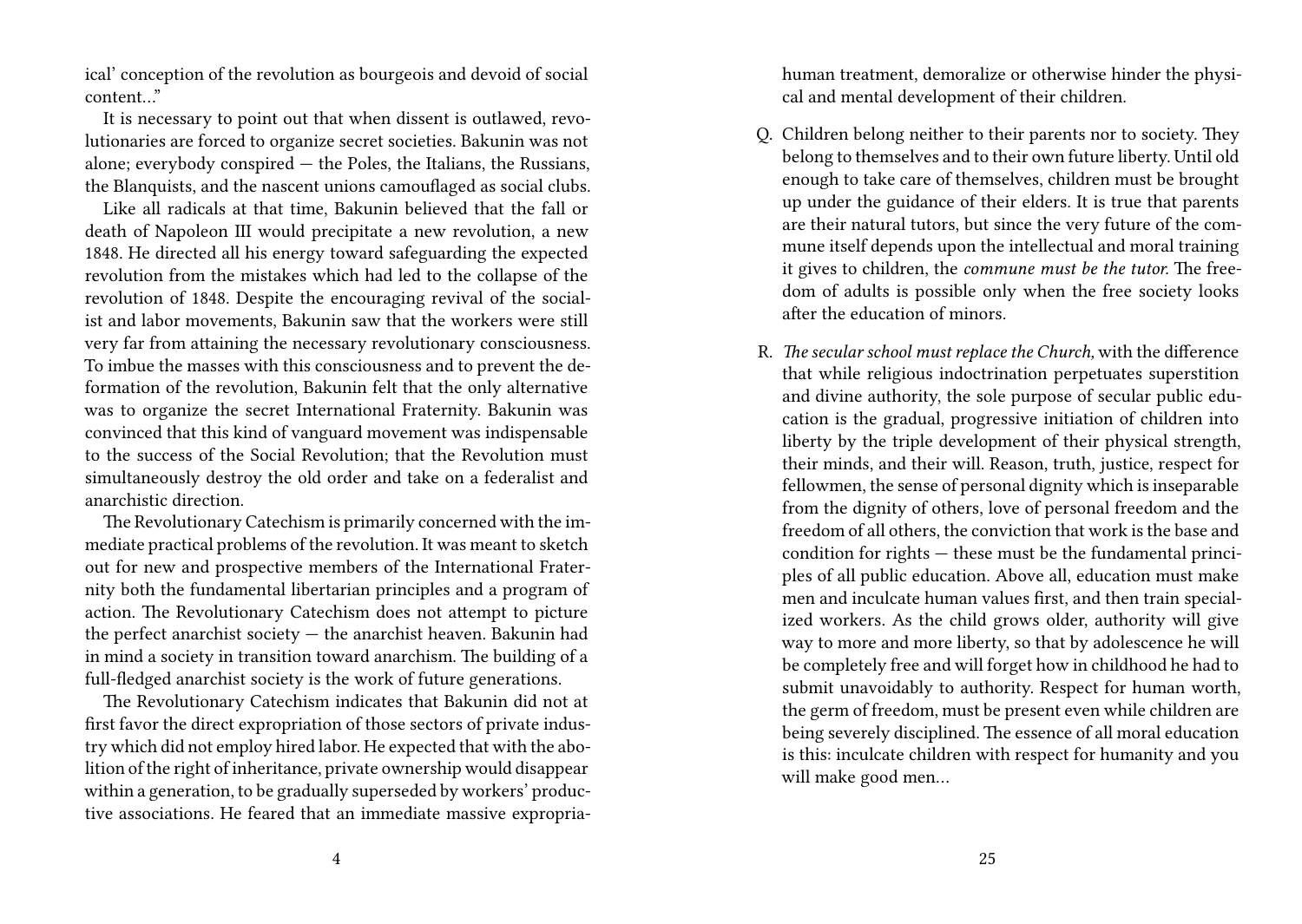ical' conception of the revolution as bourgeois and devoid of social content…"

It is necessary to point out that when dissent is outlawed, revolutionaries are forced to organize secret societies. Bakunin was not alone; everybody conspired — the Poles, the Italians, the Russians, the Blanquists, and the nascent unions camouflaged as social clubs.

Like all radicals at that time, Bakunin believed that the fall or death of Napoleon III would precipitate a new revolution, a new 1848. He directed all his energy toward safeguarding the expected revolution from the mistakes which had led to the collapse of the revolution of 1848. Despite the encouraging revival of the socialist and labor movements, Bakunin saw that the workers were still very far from attaining the necessary revolutionary consciousness. To imbue the masses with this consciousness and to prevent the deformation of the revolution, Bakunin felt that the only alternative was to organize the secret International Fraternity. Bakunin was convinced that this kind of vanguard movement was indispensable to the success of the Social Revolution; that the Revolution must simultaneously destroy the old order and take on a federalist and anarchistic direction.

The Revolutionary Catechism is primarily concerned with the immediate practical problems of the revolution. It was meant to sketch out for new and prospective members of the International Fraternity both the fundamental libertarian principles and a program of action. The Revolutionary Catechism does not attempt to picture the perfect anarchist society — the anarchist heaven. Bakunin had in mind a society in transition toward anarchism. The building of a full-fledged anarchist society is the work of future generations.

The Revolutionary Catechism indicates that Bakunin did not at first favor the direct expropriation of those sectors of private industry which did not employ hired labor. He expected that with the abolition of the right of inheritance, private ownership would disappear within a generation, to be gradually superseded by workers' productive associations. He feared that an immediate massive expropria-

human treatment, demoralize or otherwise hinder the physical and mental development of their children.

Q. Children belong neither to their parents nor to society. They belong to themselves and to their own future liberty. Until old enough to take care of themselves, children must be brought up under the guidance of their elders. It is true that parents are their natural tutors, but since the very future of the commune itself depends upon the intellectual and moral training it gives to children, the *commune must be the tutor.* The freedom of adults is possible only when the free society looks after the education of minors.

R. *The secular school must replace the Church,* with the difference that while religious indoctrination perpetuates superstition and divine authority, the sole purpose of secular public education is the gradual, progressive initiation of children into liberty by the triple development of their physical strength, their minds, and their will. Reason, truth, justice, respect for fellowmen, the sense of personal dignity which is inseparable from the dignity of others, love of personal freedom and the freedom of all others, the conviction that work is the base and condition for rights — these must be the fundamental principles of all public education. Above all, education must make men and inculcate human values first, and then train specialized workers. As the child grows older, authority will give way to more and more liberty, so that by adolescence he will be completely free and will forget how in childhood he had to submit unavoidably to authority. Respect for human worth, the germ of freedom, must be present even while children are being severely disciplined. The essence of all moral education is this: inculcate children with respect for humanity and you will make good men…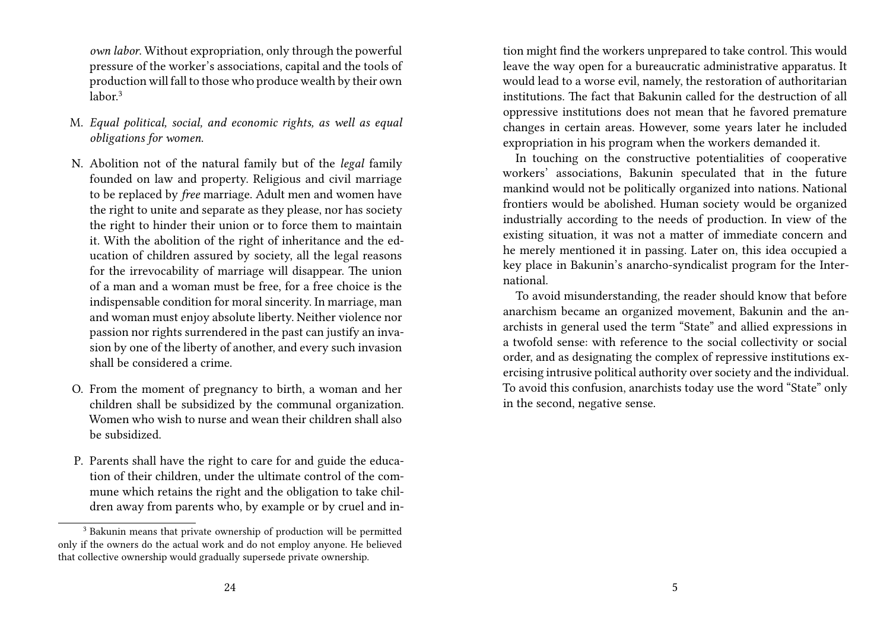*own labor*. Without expropriation, only through the powerful pressure of the worker's associations, capital and the tools of production will fall to those who produce wealth by their own labor.[3]

M. *Equal political, social, and economic rights, as well as equal obligations for women.*

N. Abolition not of the natural family but of the *legal* family founded on law and property. Religious and civil marriage to be replaced by *free* marriage. Adult men and women have the right to unite and separate as they please, nor has society the right to hinder their union or to force them to maintain it. With the abolition of the right of inheritance and the education of children assured by society, all the legal reasons for the irrevocability of marriage will disappear. The union of a man and a woman must be free, for a free choice is the indispensable condition for moral sincerity. In marriage, man and woman must enjoy absolute liberty. Neither violence nor passion nor rights surrendered in the past can justify an invasion by one of the liberty of another, and every such invasion shall be considered a crime.

O. From the moment of pregnancy to birth, a woman and her children shall be subsidized by the communal organization. Women who wish to nurse and wean their children shall also be subsidized.

P. Parents shall have the right to care for and guide the education of their children, under the ultimate control of the commune which retains the right and the obligation to take children away from parents who, by example or by cruel and in-

[3] Bakunin means that private ownership of production will be permitted only if the owners do the actual work and do not employ anyone. He believed that collective ownership would gradually supersede private ownership.

tion might find the workers unprepared to take control. This would leave the way open for a bureaucratic administrative apparatus. It would lead to a worse evil, namely, the restoration of authoritarian institutions. The fact that Bakunin called for the destruction of all oppressive institutions does not mean that he favored premature changes in certain areas. However, some years later he included expropriation in his program when the workers demanded it.

In touching on the constructive potentialities of cooperative workers' associations, Bakunin speculated that in the future mankind would not be politically organized into nations. National frontiers would be abolished. Human society would be organized industrially according to the needs of production. In view of the existing situation, it was not a matter of immediate concern and he merely mentioned it in passing. Later on, this idea occupied a key place in Bakunin's anarcho-syndicalist program for the International.

To avoid misunderstanding, the reader should know that before anarchism became an organized movement, Bakunin and the anarchists in general used the term "State" and allied expressions in a twofold sense: with reference to the social collectivity or social order, and as designating the complex of repressive institutions exercising intrusive political authority over society and the individual. To avoid this confusion, anarchists today use the word "State" only in the second, negative sense.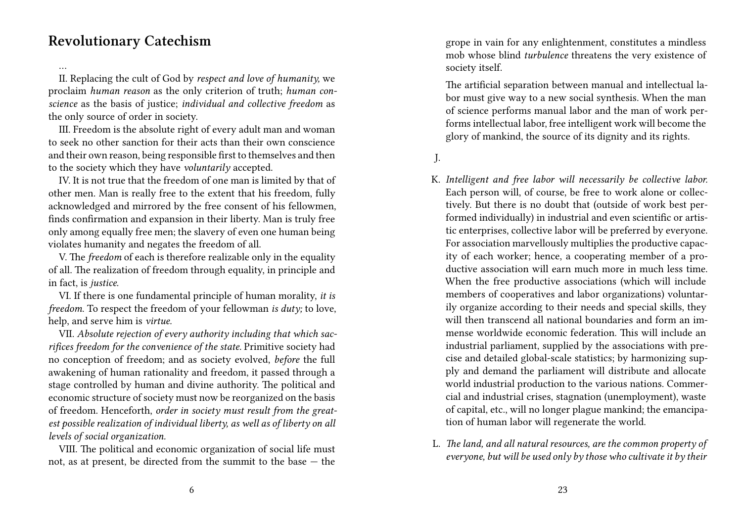## Revolutionary Catechism

…

II. Replacing the cult of God by *respect and love of humanity,* we proclaim *human reason* as the only criterion of truth; *human conscience* as the basis of justice; *individual and collective freedom* as the only source of order in society.

III. Freedom is the absolute right of every adult man and woman to seek no other sanction for their acts than their own conscience and their own reason, being responsible first to themselves and then to the society which they have *voluntarily* accepted.

IV. It is not true that the freedom of one man is limited by that of other men. Man is really free to the extent that his freedom, fully acknowledged and mirrored by the free consent of his fellowmen, finds confirmation and expansion in their liberty. Man is truly free only among equally free men; the slavery of even one human being violates humanity and negates the freedom of all.

V. The *freedom* of each is therefore realizable only in the equality of all. The realization of freedom through equality, in principle and in fact, is *justice.*

VI. If there is one fundamental principle of human morality, *it is freedom.* To respect the freedom of your fellowman *is duty;* to love, help, and serve him is *virtue.*

VII. *Absolute rejection of every authority including that which sacrifices freedom for the convenience of the state.* Primitive society had no conception of freedom; and as society evolved, *before* the full awakening of human rationality and freedom, it passed through a stage controlled by human and divine authority. The political and economic structure of society must now be reorganized on the basis of freedom. Henceforth, *order in society must result from the greatest possible realization of individual liberty, as well as of liberty on all levels of social organization.*

VIII. The political and economic organization of social life must not, as at present, be directed from the summit to the base — the

grope in vain for any enlightenment, constitutes a mindless mob whose blind *turbulence* threatens the very existence of society itself.

The artificial separation between manual and intellectual labor must give way to a new social synthesis. When the man of science performs manual labor and the man of work performs intellectual labor, free intelligent work will become the glory of mankind, the source of its dignity and its rights.

J.

K. *Intelligent and free labor will necessarily be collective labor.* Each person will, of course, be free to work alone or collectively. But there is no doubt that (outside of work best performed individually) in industrial and even scientific or artistic enterprises, collective labor will be preferred by everyone. For association marvellously multiplies the productive capacity of each worker; hence, a cooperating member of a productive association will earn much more in much less time. When the free productive associations (which will include members of cooperatives and labor organizations) voluntarily organize according to their needs and special skills, they will then transcend all national boundaries and form an immense worldwide economic federation. This will include an industrial parliament, supplied by the associations with precise and detailed global-scale statistics; by harmonizing supply and demand the parliament will distribute and allocate world industrial production to the various nations. Commercial and industrial crises, stagnation (unemployment), waste of capital, etc., will no longer plague mankind; the emancipation of human labor will regenerate the world.

L. *The land, and all natural resources, are the common property of everyone, but will be used only by those who cultivate it by their*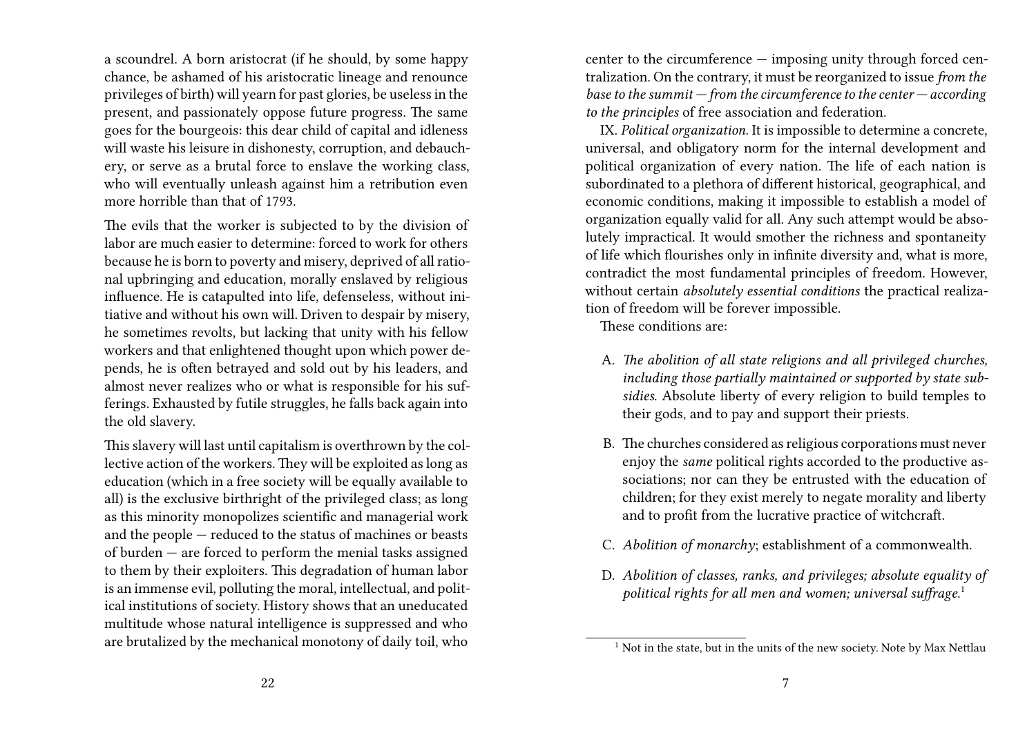a scoundrel. A born aristocrat (if he should, by some happy chance, be ashamed of his aristocratic lineage and renounce privileges of birth) will yearn for past glories, be useless in the present, and passionately oppose future progress. The same goes for the bourgeois: this dear child of capital and idleness will waste his leisure in dishonesty, corruption, and debauchery, or serve as a brutal force to enslave the working class, who will eventually unleash against him a retribution even more horrible than that of 1793.

The evils that the worker is subjected to by the division of labor are much easier to determine: forced to work for others because he is born to poverty and misery, deprived of all rational upbringing and education, morally enslaved by religious influence. He is catapulted into life, defenseless, without initiative and without his own will. Driven to despair by misery, he sometimes revolts, but lacking that unity with his fellow workers and that enlightened thought upon which power depends, he is often betrayed and sold out by his leaders, and almost never realizes who or what is responsible for his sufferings. Exhausted by futile struggles, he falls back again into the old slavery.

This slavery will last until capitalism is overthrown by the collective action of the workers. They will be exploited as long as education (which in a free society will be equally available to all) is the exclusive birthright of the privileged class; as long as this minority monopolizes scientific and managerial work and the people — reduced to the status of machines or beasts of burden — are forced to perform the menial tasks assigned to them by their exploiters. This degradation of human labor is an immense evil, polluting the moral, intellectual, and political institutions of society. History shows that an uneducated multitude whose natural intelligence is suppressed and who are brutalized by the mechanical monotony of daily toil, who

center to the circumference — imposing unity through forced centralization. On the contrary, it must be reorganized to issue *from the base to the summit — from the circumference to the center — according to the principles* of free association and federation.

IX. *Political organization.* It is impossible to determine a concrete, universal, and obligatory norm for the internal development and political organization of every nation. The life of each nation is subordinated to a plethora of different historical, geographical, and economic conditions, making it impossible to establish a model of organization equally valid for all. Any such attempt would be absolutely impractical. It would smother the richness and spontaneity of life which flourishes only in infinite diversity and, what is more, contradict the most fundamental principles of freedom. However, without certain *absolutely essential conditions* the practical realization of freedom will be forever impossible.

These conditions are:

A. *The abolition of all state religions and all privileged churches, including those partially maintained or supported by state subsidies.* Absolute liberty of every religion to build temples to their gods, and to pay and support their priests.

B. The churches considered as religious corporations must never enjoy the *same* political rights accorded to the productive associations; nor can they be entrusted with the education of children; for they exist merely to negate morality and liberty and to profit from the lucrative practice of witchcraft.

C. *Abolition of monarchy*; establishment of a commonwealth.

D. *Abolition of classes, ranks, and privileges; absolute equality of political rights for all men and women; universal suffrage.*[1]

[1] Not in the state, but in the units of the new society. Note by Max Nettlau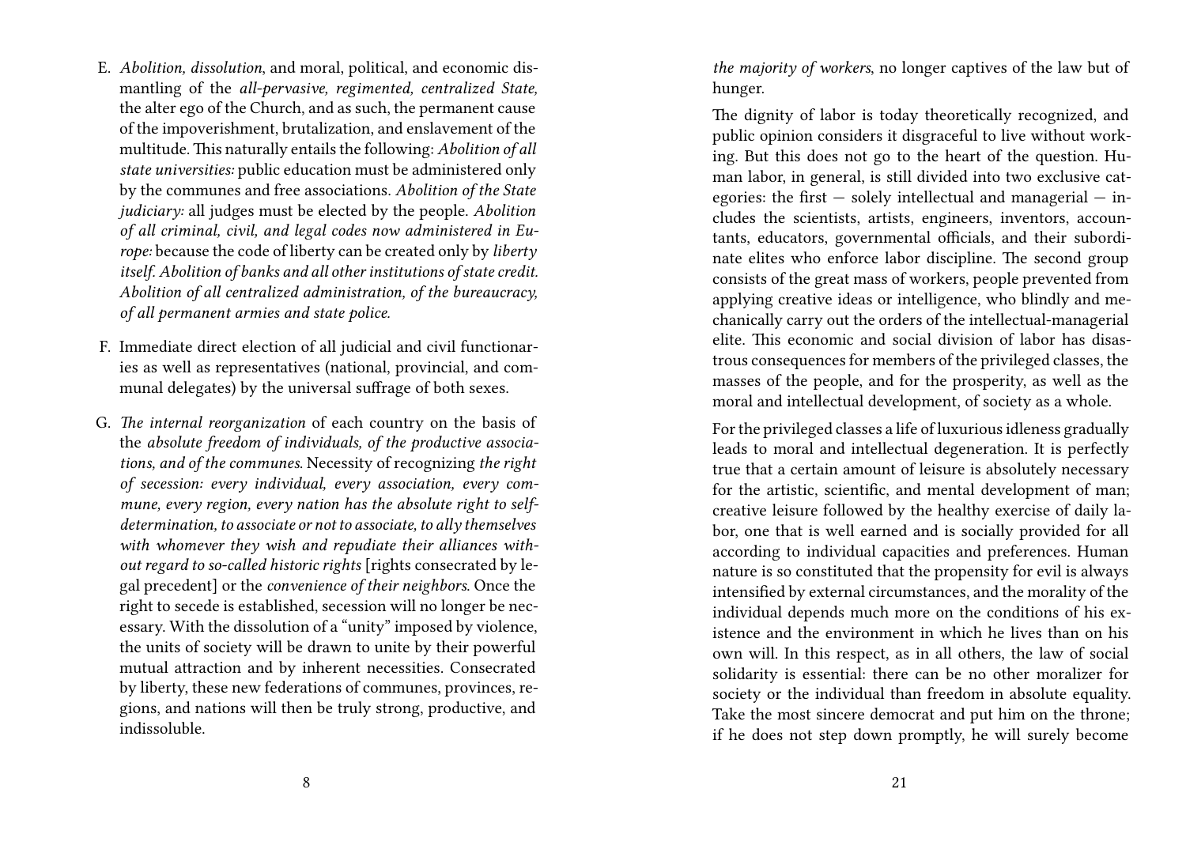E. *Abolition, dissolution*, and moral, political, and economic dismantling of the *all-pervasive, regimented, centralized State,* the alter ego of the Church, and as such, the permanent cause of the impoverishment, brutalization, and enslavement of the multitude. This naturally entails the following: *Abolition of all state universities:* public education must be administered only by the communes and free associations. *Abolition of the State judiciary:* all judges must be elected by the people. *Abolition of all criminal, civil, and legal codes now administered in Europe:* because the code of liberty can be created only by *liberty itself. Abolition of banks and all other institutions of state credit. Abolition of all centralized administration, of the bureaucracy, of all permanent armies and state police.*

F. Immediate direct election of all judicial and civil functionaries as well as representatives (national, provincial, and communal delegates) by the universal suffrage of both sexes.

G. *The internal reorganization* of each country on the basis of the *absolute freedom of individuals, of the productive associations, and of the communes.* Necessity of recognizing *the right of secession: every individual, every association, every commune, every region, every nation has the absolute right to self-determination, to associate or not to associate, to ally themselves with whomever they wish and repudiate their alliances without regard to so-called historic rights* [rights consecrated by legal precedent] or the *convenience of their neighbors.* Once the right to secede is established, secession will no longer be necessary. With the dissolution of a "unity" imposed by violence, the units of society will be drawn to unite by their powerful mutual attraction and by inherent necessities. Consecrated by liberty, these new federations of communes, provinces, regions, and nations will then be truly strong, productive, and indissoluble.

*the majority of workers*, no longer captives of the law but of hunger.

The dignity of labor is today theoretically recognized, and public opinion considers it disgraceful to live without working. But this does not go to the heart of the question. Human labor, in general, is still divided into two exclusive categories: the first — solely intellectual and managerial — includes the scientists, artists, engineers, inventors, accountants, educators, governmental officials, and their subordinate elites who enforce labor discipline. The second group consists of the great mass of workers, people prevented from applying creative ideas or intelligence, who blindly and mechanically carry out the orders of the intellectual-managerial elite. This economic and social division of labor has disastrous consequences for members of the privileged classes, the masses of the people, and for the prosperity, as well as the moral and intellectual development, of society as a whole.

For the privileged classes a life of luxurious idleness gradually leads to moral and intellectual degeneration. It is perfectly true that a certain amount of leisure is absolutely necessary for the artistic, scientific, and mental development of man; creative leisure followed by the healthy exercise of daily labor, one that is well earned and is socially provided for all according to individual capacities and preferences. Human nature is so constituted that the propensity for evil is always intensified by external circumstances, and the morality of the individual depends much more on the conditions of his existence and the environment in which he lives than on his own will. In this respect, as in all others, the law of social solidarity is essential: there can be no other moralizer for society or the individual than freedom in absolute equality. Take the most sincere democrat and put him on the throne; if he does not step down promptly, he will surely become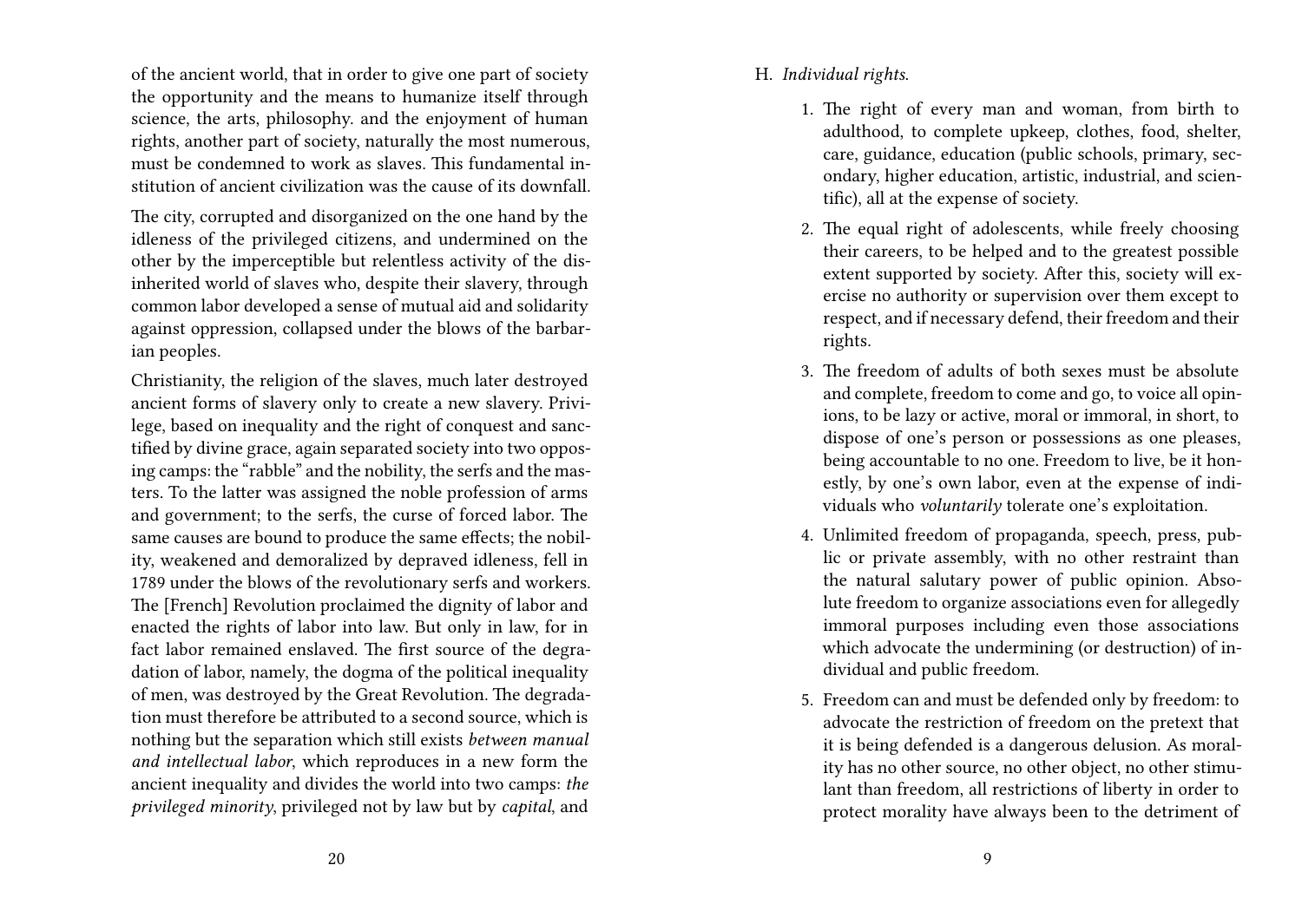of the ancient world, that in order to give one part of society the opportunity and the means to humanize itself through science, the arts, philosophy. and the enjoyment of human rights, another part of society, naturally the most numerous, must be condemned to work as slaves. This fundamental institution of ancient civilization was the cause of its downfall.

The city, corrupted and disorganized on the one hand by the idleness of the privileged citizens, and undermined on the other by the imperceptible but relentless activity of the disinherited world of slaves who, despite their slavery, through common labor developed a sense of mutual aid and solidarity against oppression, collapsed under the blows of the barbarian peoples.

Christianity, the religion of the slaves, much later destroyed ancient forms of slavery only to create a new slavery. Privilege, based on inequality and the right of conquest and sanctified by divine grace, again separated society into two opposing camps: the "rabble" and the nobility, the serfs and the masters. To the latter was assigned the noble profession of arms and government; to the serfs, the curse of forced labor. The same causes are bound to produce the same effects; the nobility, weakened and demoralized by depraved idleness, fell in 1789 under the blows of the revolutionary serfs and workers. The [French] Revolution proclaimed the dignity of labor and enacted the rights of labor into law. But only in law, for in fact labor remained enslaved. The first source of the degradation of labor, namely, the dogma of the political inequality of men, was destroyed by the Great Revolution. The degradation must therefore be attributed to a second source, which is nothing but the separation which still exists *between manual and intellectual labor*, which reproduces in a new form the ancient inequality and divides the world into two camps: *the privileged minority*, privileged not by law but by *capital*, and

H. *Individual rights*.

1. The right of every man and woman, from birth to adulthood, to complete upkeep, clothes, food, shelter, care, guidance, education (public schools, primary, secondary, higher education, artistic, industrial, and scientific), all at the expense of society.
2. The equal right of adolescents, while freely choosing their careers, to be helped and to the greatest possible extent supported by society. After this, society will exercise no authority or supervision over them except to respect, and if necessary defend, their freedom and their rights.
3. The freedom of adults of both sexes must be absolute and complete, freedom to come and go, to voice all opinions, to be lazy or active, moral or immoral, in short, to dispose of one's person or possessions as one pleases, being accountable to no one. Freedom to live, be it honestly, by one's own labor, even at the expense of individuals who *voluntarily* tolerate one's exploitation.
4. Unlimited freedom of propaganda, speech, press, public or private assembly, with no other restraint than the natural salutary power of public opinion. Absolute freedom to organize associations even for allegedly immoral purposes including even those associations which advocate the undermining (or destruction) of individual and public freedom.
5. Freedom can and must be defended only by freedom: to advocate the restriction of freedom on the pretext that it is being defended is a dangerous delusion. As morality has no other source, no other object, no other stimulant than freedom, all restrictions of liberty in order to protect morality have always been to the detriment of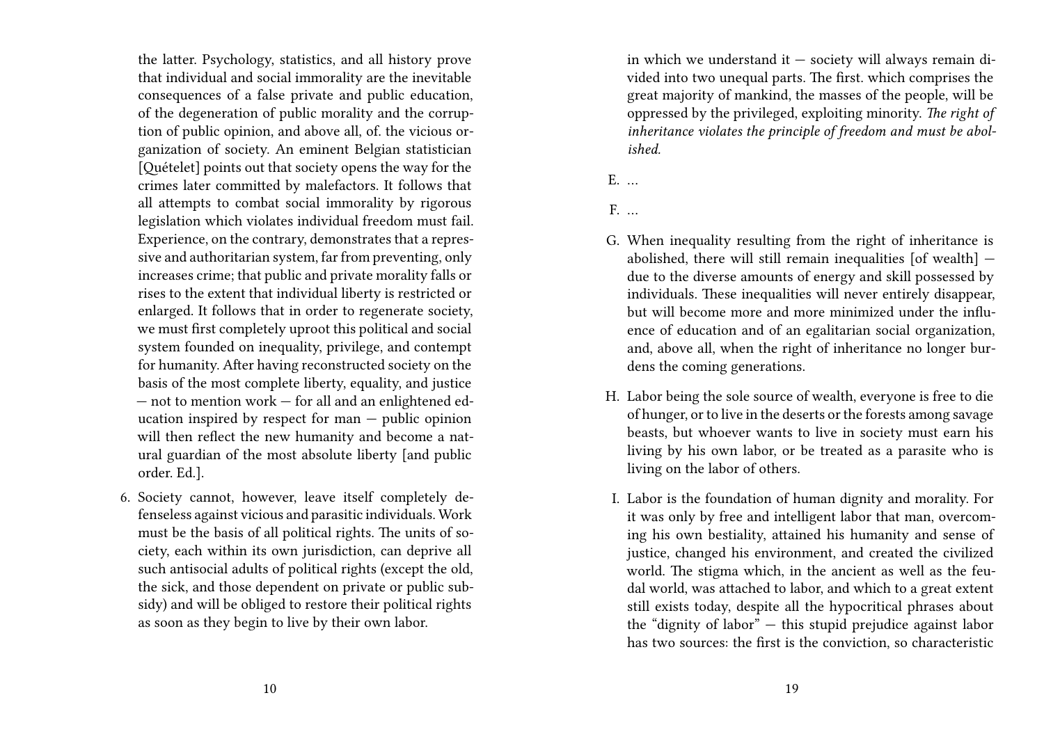the latter. Psychology, statistics, and all history prove that individual and social immorality are the inevitable consequences of a false private and public education, of the degeneration of public morality and the corruption of public opinion, and above all, of. the vicious organization of society. An eminent Belgian statistician [Quételet] points out that society opens the way for the crimes later committed by malefactors. It follows that all attempts to combat social immorality by rigorous legislation which violates individual freedom must fail. Experience, on the contrary, demonstrates that a repressive and authoritarian system, far from preventing, only increases crime; that public and private morality falls or rises to the extent that individual liberty is restricted or enlarged. It follows that in order to regenerate society, we must first completely uproot this political and social system founded on inequality, privilege, and contempt for humanity. After having reconstructed society on the basis of the most complete liberty, equality, and justice — not to mention work — for all and an enlightened education inspired by respect for man — public opinion will then reflect the new humanity and become a natural guardian of the most absolute liberty [and public order. Ed.].

6. Society cannot, however, leave itself completely defenseless against vicious and parasitic individuals. Work must be the basis of all political rights. The units of society, each within its own jurisdiction, can deprive all such antisocial adults of political rights (except the old, the sick, and those dependent on private or public subsidy) and will be obliged to restore their political rights as soon as they begin to live by their own labor.

in which we understand it — society will always remain divided into two unequal parts. The first. which comprises the great majority of mankind, the masses of the people, will be oppressed by the privileged, exploiting minority. *The right of inheritance violates the principle of freedom and must be abolished.*

E. …

F. …

G. When inequality resulting from the right of inheritance is abolished, there will still remain inequalities [of wealth] — due to the diverse amounts of energy and skill possessed by individuals. These inequalities will never entirely disappear, but will become more and more minimized under the influence of education and of an egalitarian social organization, and, above all, when the right of inheritance no longer burdens the coming generations.

H. Labor being the sole source of wealth, everyone is free to die of hunger, or to live in the deserts or the forests among savage beasts, but whoever wants to live in society must earn his living by his own labor, or be treated as a parasite who is living on the labor of others.

I. Labor is the foundation of human dignity and morality. For it was only by free and intelligent labor that man, overcoming his own bestiality, attained his humanity and sense of justice, changed his environment, and created the civilized world. The stigma which, in the ancient as well as the feudal world, was attached to labor, and which to a great extent still exists today, despite all the hypocritical phrases about the "dignity of labor" — this stupid prejudice against labor has two sources: the first is the conviction, so characteristic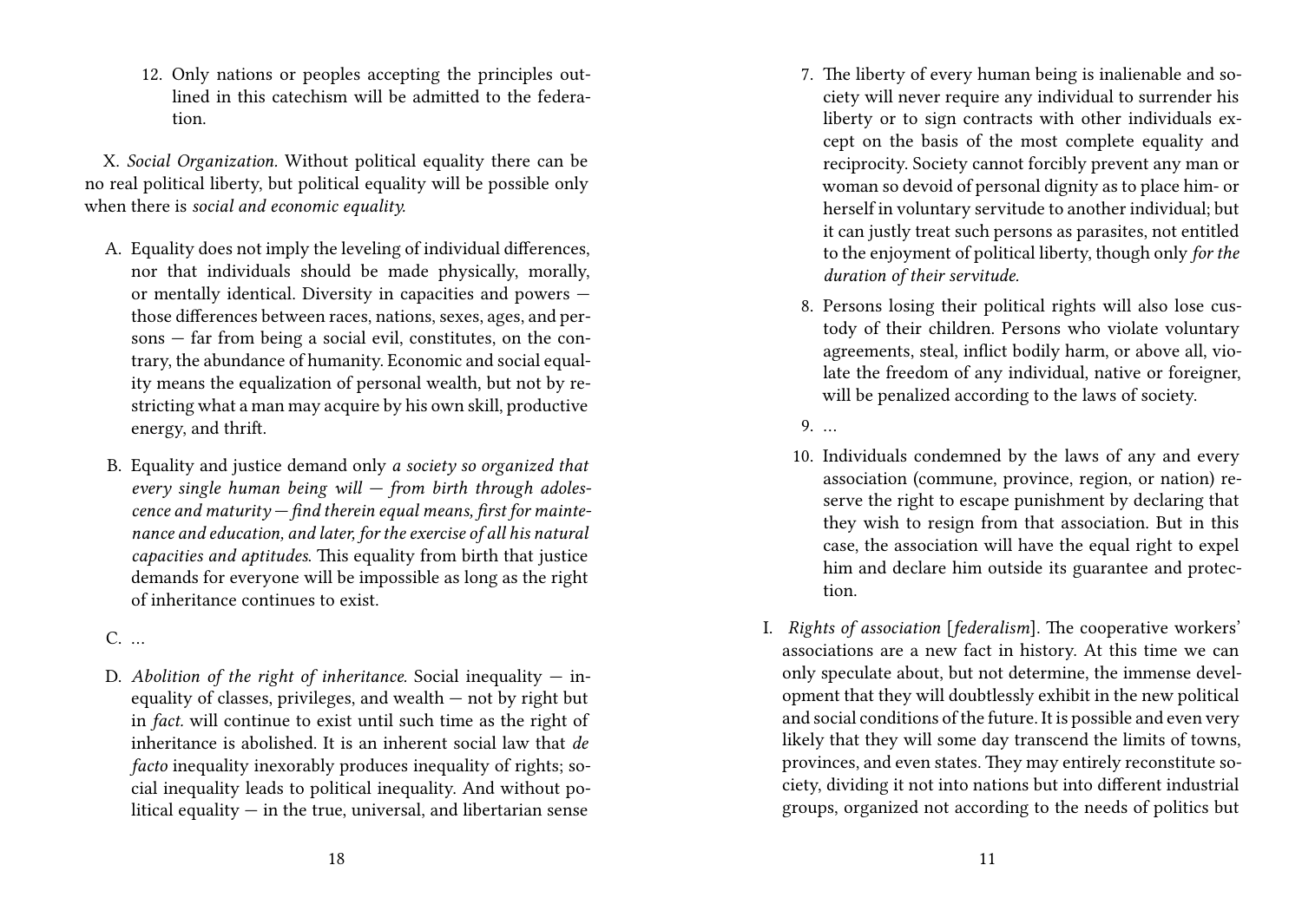12. Only nations or peoples accepting the principles outlined in this catechism will be admitted to the federation.

X. *Social Organization.* Without political equality there can be no real political liberty, but political equality will be possible only when there is *social and economic equality.*

A. Equality does not imply the leveling of individual differences, nor that individuals should be made physically, morally, or mentally identical. Diversity in capacities and powers — those differences between races, nations, sexes, ages, and persons — far from being a social evil, constitutes, on the contrary, the abundance of humanity. Economic and social equality means the equalization of personal wealth, but not by restricting what a man may acquire by his own skill, productive energy, and thrift.

B. Equality and justice demand only *a society so organized that every single human being will — from birth through adolescence and maturity — find therein equal means, first for maintenance and education, and later, for the exercise of all his natural capacities and aptitudes.* This equality from birth that justice demands for everyone will be impossible as long as the right of inheritance continues to exist.

C. …

D. *Abolition of the right of inheritance.* Social inequality — inequality of classes, privileges, and wealth — not by right but in *fact.* will continue to exist until such time as the right of inheritance is abolished. It is an inherent social law that *de facto* inequality inexorably produces inequality of rights; social inequality leads to political inequality. And without political equality — in the true, universal, and libertarian sense

7. The liberty of every human being is inalienable and society will never require any individual to surrender his liberty or to sign contracts with other individuals except on the basis of the most complete equality and reciprocity. Society cannot forcibly prevent any man or woman so devoid of personal dignity as to place him- or herself in voluntary servitude to another individual; but it can justly treat such persons as parasites, not entitled to the enjoyment of political liberty, though only *for the duration of their servitude.*

8. Persons losing their political rights will also lose custody of their children. Persons who violate voluntary agreements, steal, inflict bodily harm, or above all, violate the freedom of any individual, native or foreigner, will be penalized according to the laws of society.

9. …

10. Individuals condemned by the laws of any and every association (commune, province, region, or nation) reserve the right to escape punishment by declaring that they wish to resign from that association. But in this case, the association will have the equal right to expel him and declare him outside its guarantee and protection.

I. *Rights of association [federalism].* The cooperative workers' associations are a new fact in history. At this time we can only speculate about, but not determine, the immense development that they will doubtlessly exhibit in the new political and social conditions of the future. It is possible and even very likely that they will some day transcend the limits of towns, provinces, and even states. They may entirely reconstitute society, dividing it not into nations but into different industrial groups, organized not according to the needs of politics but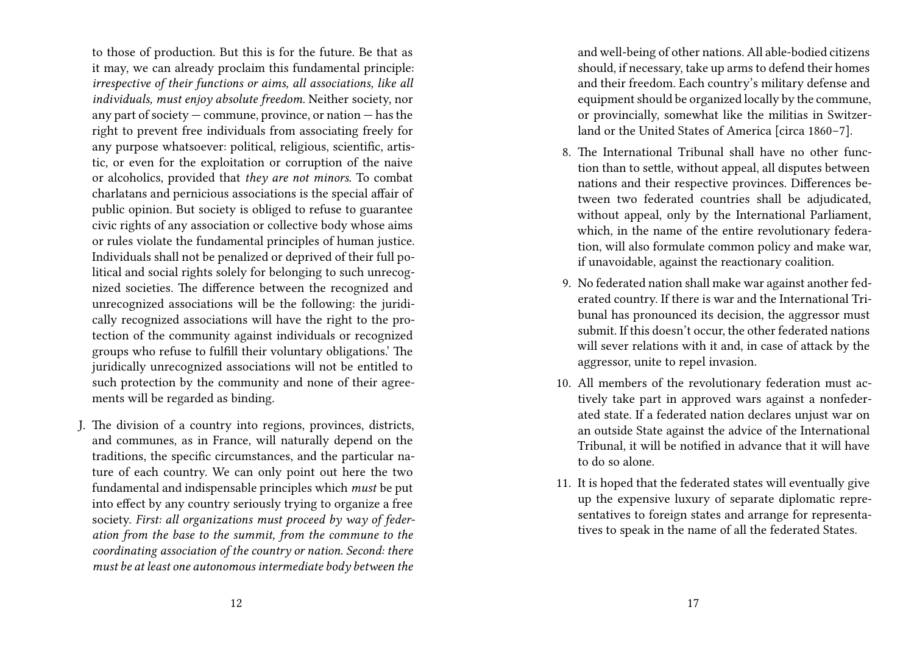to those of production. But this is for the future. Be that as it may, we can already proclaim this fundamental principle: *irrespective of their functions or aims, all associations, like all individuals, must enjoy absolute freedom.* Neither society, nor any part of society — commune, province, or nation — has the right to prevent free individuals from associating freely for any purpose whatsoever: political, religious, scientific, artistic, or even for the exploitation or corruption of the naive or alcoholics, provided that *they are not minors.* To combat charlatans and pernicious associations is the special affair of public opinion. But society is obliged to refuse to guarantee civic rights of any association or collective body whose aims or rules violate the fundamental principles of human justice. Individuals shall not be penalized or deprived of their full political and social rights solely for belonging to such unrecognized societies. The difference between the recognized and unrecognized associations will be the following: the juridically recognized associations will have the right to the protection of the community against individuals or recognized groups who refuse to fulfill their voluntary obligations.' The juridically unrecognized associations will not be entitled to such protection by the community and none of their agreements will be regarded as binding.

J. The division of a country into regions, provinces, districts, and communes, as in France, will naturally depend on the traditions, the specific circumstances, and the particular nature of each country. We can only point out here the two fundamental and indispensable principles which *must* be put into effect by any country seriously trying to organize a free society. *First: all organizations must proceed by way of federation from the base to the summit, from the commune to the coordinating association of the country or nation. Second: there must be at least one autonomous intermediate body between the*

and well-being of other nations. All able-bodied citizens should, if necessary, take up arms to defend their homes and their freedom. Each country's military defense and equipment should be organized locally by the commune, or provincially, somewhat like the militias in Switzerland or the United States of America [circa 1860–7].

8. The International Tribunal shall have no other function than to settle, without appeal, all disputes between nations and their respective provinces. Differences between two federated countries shall be adjudicated, without appeal, only by the International Parliament, which, in the name of the entire revolutionary federation, will also formulate common policy and make war, if unavoidable, against the reactionary coalition.
9. No federated nation shall make war against another federated country. If there is war and the International Tribunal has pronounced its decision, the aggressor must submit. If this doesn't occur, the other federated nations will sever relations with it and, in case of attack by the aggressor, unite to repel invasion.
10. All members of the revolutionary federation must actively take part in approved wars against a nonfederated state. If a federated nation declares unjust war on an outside State against the advice of the International Tribunal, it will be notified in advance that it will have to do so alone.
11. It is hoped that the federated states will eventually give up the expensive luxury of separate diplomatic representatives to foreign states and arrange for representatives to speak in the name of all the federated States.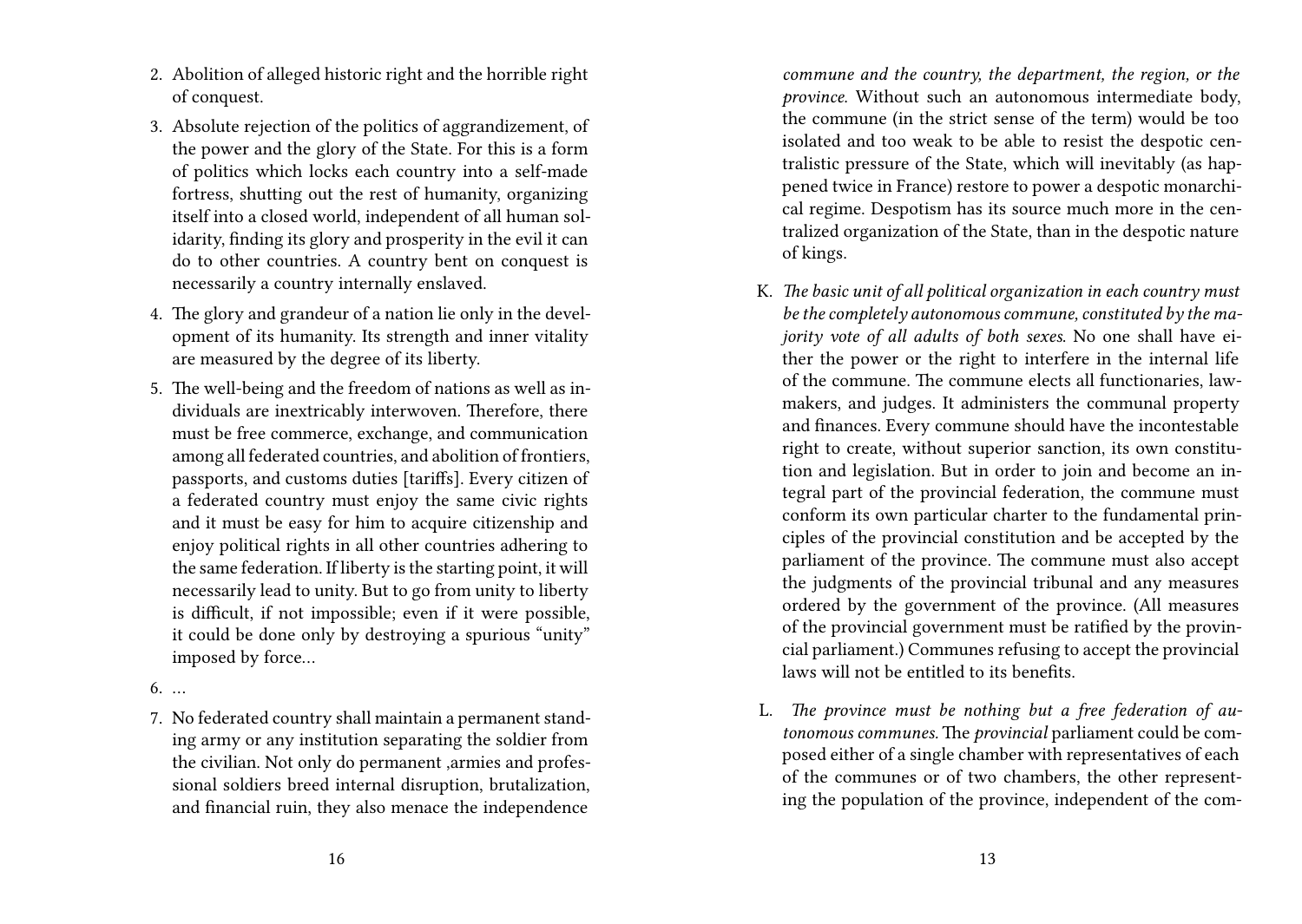2. Abolition of alleged historic right and the horrible right of conquest.
3. Absolute rejection of the politics of aggrandizement, of the power and the glory of the State. For this is a form of politics which locks each country into a self-made fortress, shutting out the rest of humanity, organizing itself into a closed world, independent of all human solidarity, finding its glory and prosperity in the evil it can do to other countries. A country bent on conquest is necessarily a country internally enslaved.
4. The glory and grandeur of a nation lie only in the development of its humanity. Its strength and inner vitality are measured by the degree of its liberty.
5. The well-being and the freedom of nations as well as individuals are inextricably interwoven. Therefore, there must be free commerce, exchange, and communication among all federated countries, and abolition of frontiers, passports, and customs duties [tariffs]. Every citizen of a federated country must enjoy the same civic rights and it must be easy for him to acquire citizenship and enjoy political rights in all other countries adhering to the same federation. If liberty is the starting point, it will necessarily lead to unity. But to go from unity to liberty is difficult, if not impossible; even if it were possible, it could be done only by destroying a spurious "unity" imposed by force…
6. …
7. No federated country shall maintain a permanent standing army or any institution separating the soldier from the civilian. Not only do permanent ,armies and professional soldiers breed internal disruption, brutalization, and financial ruin, they also menace the independence

*commune and the country, the department, the region, or the province.* Without such an autonomous intermediate body, the commune (in the strict sense of the term) would be too isolated and too weak to be able to resist the despotic centralistic pressure of the State, which will inevitably (as happened twice in France) restore to power a despotic monarchical regime. Despotism has its source much more in the centralized organization of the State, than in the despotic nature of kings.

K. *The basic unit of all political organization in each country must be the completely autonomous commune, constituted by the majority vote of all adults of both sexes.* No one shall have either the power or the right to interfere in the internal life of the commune. The commune elects all functionaries, lawmakers, and judges. It administers the communal property and finances. Every commune should have the incontestable right to create, without superior sanction, its own constitution and legislation. But in order to join and become an integral part of the provincial federation, the commune must conform its own particular charter to the fundamental principles of the provincial constitution and be accepted by the parliament of the province. The commune must also accept the judgments of the provincial tribunal and any measures ordered by the government of the province. (All measures of the provincial government must be ratified by the provincial parliament.) Communes refusing to accept the provincial laws will not be entitled to its benefits.

L. *The province must be nothing but a free federation of autonomous communes.* The *provincial* parliament could be composed either of a single chamber with representatives of each of the communes or of two chambers, the other representing the population of the province, independent of the com-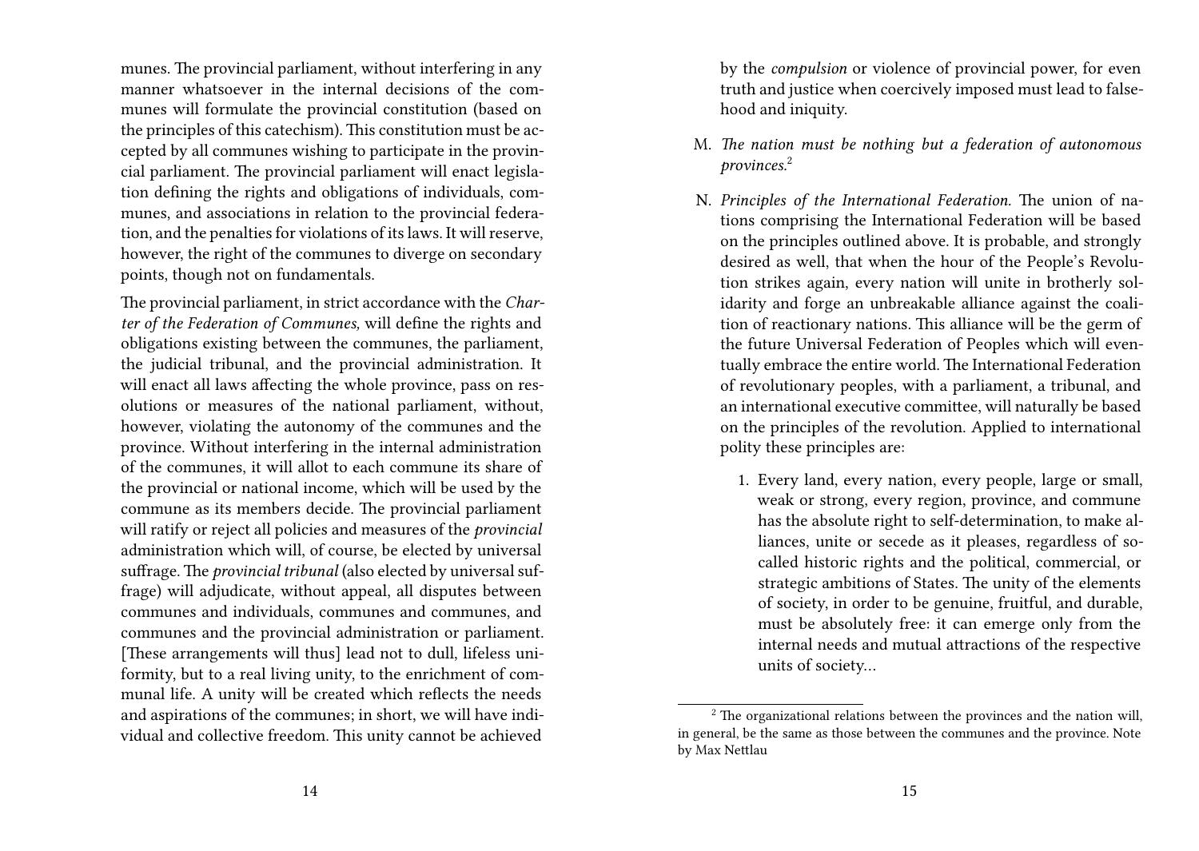munes. The provincial parliament, without interfering in any manner whatsoever in the internal decisions of the communes will formulate the provincial constitution (based on the principles of this catechism). This constitution must be accepted by all communes wishing to participate in the provincial parliament. The provincial parliament will enact legislation defining the rights and obligations of individuals, communes, and associations in relation to the provincial federation, and the penalties for violations of its laws. It will reserve, however, the right of the communes to diverge on secondary points, though not on fundamentals.

The provincial parliament, in strict accordance with the *Charter of the Federation of Communes,* will define the rights and obligations existing between the communes, the parliament, the judicial tribunal, and the provincial administration. It will enact all laws affecting the whole province, pass on resolutions or measures of the national parliament, without, however, violating the autonomy of the communes and the province. Without interfering in the internal administration of the communes, it will allot to each commune its share of the provincial or national income, which will be used by the commune as its members decide. The provincial parliament will ratify or reject all policies and measures of the *provincial* administration which will, of course, be elected by universal suffrage. The *provincial tribunal* (also elected by universal suffrage) will adjudicate, without appeal, all disputes between communes and individuals, communes and communes, and communes and the provincial administration or parliament. [These arrangements will thus] lead not to dull, lifeless uniformity, but to a real living unity, to the enrichment of communal life. A unity will be created which reflects the needs and aspirations of the communes; in short, we will have individual and collective freedom. This unity cannot be achieved by the *compulsion* or violence of provincial power, for even truth and justice when coercively imposed must lead to falsehood and iniquity.

M. *The nation must be nothing but a federation of autonomous provinces.*[2]

N. *Principles of the International Federation.* The union of nations comprising the International Federation will be based on the principles outlined above. It is probable, and strongly desired as well, that when the hour of the People's Revolution strikes again, every nation will unite in brotherly solidarity and forge an unbreakable alliance against the coalition of reactionary nations. This alliance will be the germ of the future Universal Federation of Peoples which will eventually embrace the entire world. The International Federation of revolutionary peoples, with a parliament, a tribunal, and an international executive committee, will naturally be based on the principles of the revolution. Applied to international polity these principles are:

1. Every land, every nation, every people, large or small, weak or strong, every region, province, and commune has the absolute right to self-determination, to make alliances, unite or secede as it pleases, regardless of so-called historic rights and the political, commercial, or strategic ambitions of States. The unity of the elements of society, in order to be genuine, fruitful, and durable, must be absolutely free: it can emerge only from the internal needs and mutual attractions of the respective units of society…

[2] The organizational relations between the provinces and the nation will, in general, be the same as those between the communes and the province. Note by Max Nettlau